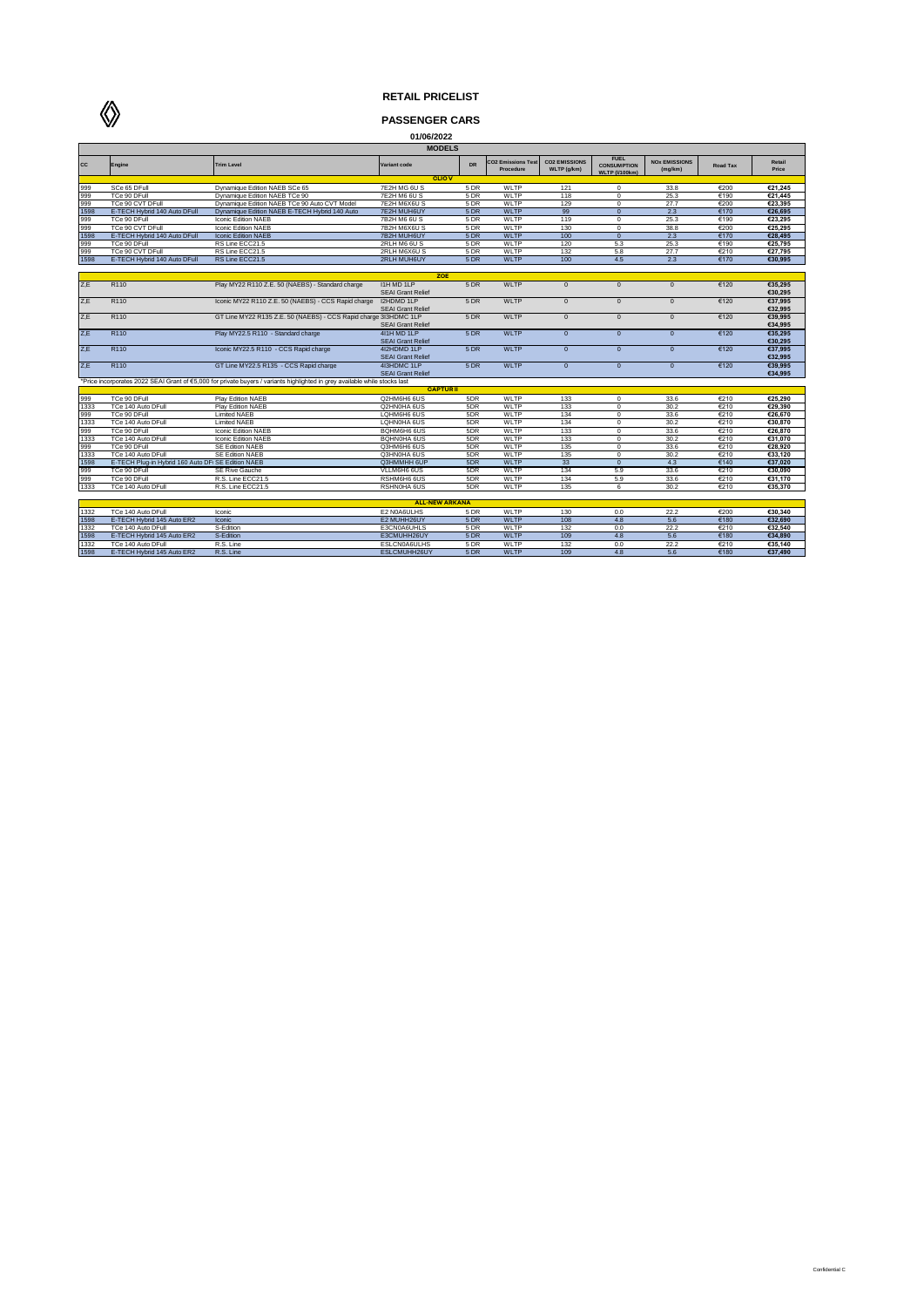# RETAIL PRICELIST

## PASSENGER CARS

01/06/2022

| CC | Engine | Trim Level | Variant code | DR | CO2 Emissions Test Procedure | CO2 EMISSIONS WLTP (g/km) | FUEL CONSUMPTION WLTP (l/100km) | NOx EMISSIONS (mg/km) | Road Tax | Retail Price |
|---|---|---|---|---|---|---|---|---|---|---|
| **MODELS** | | | | | | | | | | |
| **CLIO V** | | | | | | | | | | |
| 999 | SCe 65 DFull | Dynamique Edition NAEB SCe 65 | 7E2H MG 6U S | 5 DR | WLTP | 121 | 0 | 33.8 | €200 | €21,245 |
| 999 | TCe 90 DFull | Dynamique Edition NAEB TCe 90 | 7E2H M6 6U S | 5 DR | WLTP | 118 | 0 | 25.3 | €190 | €21,445 |
| 999 | TCe 90 CVT DFull | Dynamique Edition NAEB TCe 90 Auto CVT Model | 7E2H M6X6U S | 5 DR | WLTP | 129 | 0 | 27.7 | €200 | €23,395 |
| 1598 | E-TECH Hybrid 140 Auto DFull | Dynamique Edition NAEB E-TECH Hybrid 140 Auto | 7E2H MUH6UY | 5 DR | WLTP | 99 | 0 | 2.3 | €170 | €26,695 |
| 999 | TCe 90 DFull | Iconic Edition NAEB | 7B2H M6 6U S | 5 DR | WLTP | 119 | 0 | 25.3 | €190 | €23,295 |
| 999 | TCe 90 CVT DFull | Iconic Edition NAEB | 7B2H M6X6U S | 5 DR | WLTP | 130 | 0 | 38.8 | €200 | €25,295 |
| 1598 | E-TECH Hybrid 140 Auto DFull | Iconic Edition NAEB | 7B2H MUH6UY | 5 DR | WLTP | 100 | 0 | 2.3 | €170 | €28,495 |
| 999 | TCe 90 DFull | RS Line ECC21.5 | 2RLH M6 6U S | 5 DR | WLTP | 120 | 5.3 | 25.3 | €190 | €25,795 |
| 999 | TCe 90 CVT DFull | RS Line ECC21.5 | 2RLH M6X6U S | 5 DR | WLTP | 132 | 5.8 | 27.7 | €210 | €27,795 |
| 1598 | E-TECH Hybrid 140 Auto DFull | RS Line ECC21.5 | 2RLH MUH6UY | 5 DR | WLTP | 100 | 4.5 | 2.3 | €170 | €30,995 |
| **ZOE** | | | | | | | | | | |
| Z.E | R110 | Play MY22 R110 Z.E. 50 (NAEBS) - Standard charge | I1H MD 1LP SEAI Grant Relief | 5 DR | WLTP | 0 | 0 | 0 | €120 | €35,295 €30,295 |
| Z.E | R110 | Iconic MY22 R110 Z.E. 50 (NAEBS) - CCS Rapid charge | I2HDMD 1LP SEAI Grant Relief | 5 DR | WLTP | 0 | 0 | 0 | €120 | €37,995 €32,995 |
| Z.E | R110 | GT Line MY22 R135 Z.E. 50 (NAEBS) - CCS Rapid charge | 3I3HDMC 1LP SEAI Grant Relief | 5 DR | WLTP | 0 | 0 | 0 | €120 | €39,995 €34,995 |
| Z.E | R110 | Play MY22.5 R110 - Standard charge | 4I1H MD 1LP SEAI Grant Relief | 5 DR | WLTP | 0 | 0 | 0 | €120 | €35,295 €30,295 |
| Z.E | R110 | Iconic MY22.5 R110 - CCS Rapid charge | 4I2HDMD 1LP SEAI Grant Relief | 5 DR | WLTP | 0 | 0 | 0 | €120 | €37,995 €32,995 |
| Z.E | R110 | GT Line MY22.5 R135 - CCS Rapid charge | 4I3HDMC 1LP SEAI Grant Relief | 5 DR | WLTP | 0 | 0 | 0 | €120 | €39,995 €34,995 |
| *Price incorporates 2022 SEAI Grant of €5,000 for private buyers / variants highlighted in grey available while stocks last | | | | | | | | | | |
| **CAPTUR II** | | | | | | | | | | |
| 999 | TCe 90 DFull | Play Edition NAEB | Q2HM6H6 6US | 5DR | WLTP | 133 | 0 | 33.6 | €210 | €25,290 |
| 1333 | TCe 140 Auto DFull | Play Edition NAEB | Q2HN0HA 6US | 5DR | WLTP | 133 | 0 | 30.2 | €210 | €29,390 |
| 999 | TCe 90 DFull | Limited NAEB | LQHM6H6 6US | 5DR | WLTP | 134 | 0 | 33.6 | €210 | €26,670 |
| 1333 | TCe 140 Auto DFull | Limited NAEB | LQHN0HA 6US | 5DR | WLTP | 134 | 0 | 30.2 | €210 | €30,870 |
| 999 | TCe 90 DFull | Iconic Edition NAEB | BQHM6H6 6US | 5DR | WLTP | 133 | 0 | 33.6 | €210 | €26,870 |
| 1333 | TCe 140 Auto DFull | Iconic Edition NAEB | BQHN0HA 6US | 5DR | WLTP | 133 | 0 | 30.2 | €210 | €31,070 |
| 999 | TCe 90 DFull | SE Edition NAEB | Q3HM6H6 6US | 5DR | WLTP | 135 | 0 | 33.6 | €210 | €28,920 |
| 1333 | TCe 140 Auto DFull | SE Edition NAEB | Q3HN0HA 6US | 5DR | WLTP | 135 | 0 | 30.2 | €210 | €33,120 |
| 1598 | E-TECH Plug-in Hybrid 160 Auto DFull | SE Edition NAEB | Q3HMMHH 6UP | 5DR | WLTP | 33 | 0 | 4.3 | €140 | €37,020 |
| 999 | TCe 90 DFull | SE Rive Gauche | VLLM6H6 6US | 5DR | WLTP | 134 | 5.9 | 33.6 | €210 | €30,090 |
| 999 | TCe 90 DFull | R.S. Line ECC21.5 | RSHM6H6 6US | 5DR | WLTP | 134 | 5.9 | 33.6 | €210 | €31,170 |
| 1333 | TCe 140 Auto DFull | R.S. Line ECC21.5 | RSHN0HA 6US | 5DR | WLTP | 135 | 6 | 30.2 | €210 | €35,370 |
| **ALL-NEW ARKANA** | | | | | | | | | | |
| 1332 | TCe 140 Auto DFull | Iconic | E2 N0A6ULHS | 5 DR | WLTP | 130 | 0.0 | 22.2 | €200 | €30,340 |
| 1598 | E-TECH Hybrid 145 Auto ER2 | Iconic | E2 MUHH26UY | 5 DR | WLTP | 108 | 4.8 | 5.6 | €180 | €32,690 |
| 1332 | TCe 140 Auto DFull | S-Edition | E3CN0A6UHLS | 5 DR | WLTP | 132 | 0.0 | 22.2 | €210 | €32,540 |
| 1598 | E-TECH Hybrid 145 Auto ER2 | S-Edition | E3CMUHH26UY | 5 DR | WLTP | 109 | 4.8 | 5.6 | €180 | €34,890 |
| 1332 | TCe 140 Auto DFull | R.S. Line | ESLCN0A6ULHS | 5 DR | WLTP | 132 | 0.0 | 22.2 | €210 | €35,140 |
| 1598 | E-TECH Hybrid 145 Auto ER2 | R.S. Line | ESLCMUHH26UY | 5 DR | WLTP | 109 | 4.8 | 5.6 | €180 | €37,490 |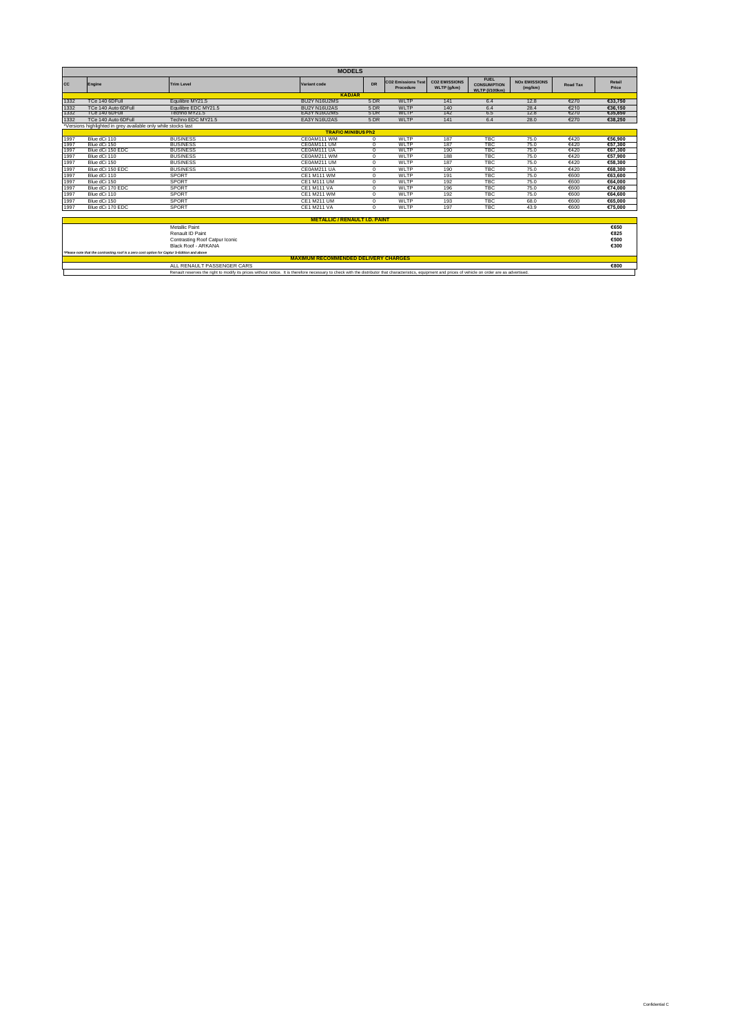| MODELS | | | | | | | | | | |
|---|---|---|---|---|---|---|---|---|---|---|
| CC | Engine | Trim Level | Variant code | DR | CO2 Emissions Test Procedure | CO2 EMISSIONS WLTP (g/km) | FUEL CONSUMPTION WLTP (l/100km) | NOx EMISSIONS (mg/km) | Road Tax | Retail Price |
| | | | KADJAR | | | | | | | |
| 1332 | TCe 140 6DFull | Equilibre MY21.5 | BU2Y N16U2MS | 5 DR | WLTP | 141 | 6.4 | 12.8 | €270 | €33,750 |
| 1332 | TCe 140 Auto 6DFull | Equilibre EDC MY21.5 | BU2Y N16U2AS | 5 DR | WLTP | 140 | 6.4 | 28.4 | €210 | €36,150 |
| 1332 | TCe 140 6DFull | Techno MY21.5 | EA3Y N16U2MS | 5 DR | WLTP | 142 | 6.5 | 12.8 | €270 | €35,850 |
| 1332 | TCe 140 Auto 6DFull | Techno EDC MY21.5 | EA3Y N16U2AS | 5 DR | WLTP | 141 | 6.4 | 28.0 | €270 | €38,250 |
| *Versions highlighted in grey available only while stocks last | | | | | | | | | | |
| | | | TRAFIC MINIBUS Ph2 | | | | | | | |
| 1997 | Blue dCi 110 | BUSINESS | CE0AM111 WM | 0 | WLTP | 187 | TBC | 75.0 | €420 | €56,900 |
| 1997 | Blue dCi 150 | BUSINESS | CE0AM111 UM | 0 | WLTP | 187 | TBC | 75.0 | €420 | €57,300 |
| 1997 | Blue dCi 150 EDC | BUSINESS | CE0AM111 UA | 0 | WLTP | 190 | TBC | 75.0 | €420 | €67,300 |
| 1997 | Blue dCi 110 | BUSINESS | CE0AM211 WM | 0 | WLTP | 188 | TBC | 75.0 | €420 | €57,900 |
| 1997 | Blue dCi 150 | BUSINESS | CE0AM211 UM | 0 | WLTP | 187 | TBC | 75.0 | €420 | €58,300 |
| 1997 | Blue dCi 150 EDC | BUSINESS | CE0AM211 UA | 0 | WLTP | 190 | TBC | 75.0 | €420 | €68,300 |
| 1997 | Blue dCi 110 | SPORT | CE1 M111 WM | 0 | WLTP | 191 | TBC | 75.0 | €600 | €63,600 |
| 1997 | Blue dCi 150 | SPORT | CE1 M111 UM | 0 | WLTP | 192 | TBC | 75.0 | €600 | €64,000 |
| 1997 | Blue dCi 170 EDC | SPORT | CE1 M111 VA | 0 | WLTP | 196 | TBC | 75.0 | €600 | €74,000 |
| 1997 | Blue dCi 110 | SPORT | CE1 M211 WM | 0 | WLTP | 192 | TBC | 75.0 | €600 | €64,600 |
| 1997 | Blue dCi 150 | SPORT | CE1 M211 UM | 0 | WLTP | 193 | TBC | 68.0 | €600 | €65,000 |
| 1997 | Blue dCi 170 EDC | SPORT | CE1 M211 VA | 0 | WLTP | 197 | TBC | 43.9 | €600 | €75,000 |

| METALLIC / RENAULT I.D. PAINT | |
|---|---|
| Metallic Paint | €650 |
| Renault ID Paint | €825 |
| Contrasting Roof Catpur Iconic | €500 |
| Black Roof - ARKANA | €300 |
| *Please note that the contrasting roof is a zero cost option for Captur S-Edition and above* | |
| **MAXIMUM RECOMMENDED DELIVERY CHARGES** | |
| ALL RENAULT PASSENGER CARS | €800 |

Renault reserves the right to modify its prices without notice. It is therefore necessary to check with the distributor that characteristics, equipment and prices of vehicle on order are as advertised.

Confidential C